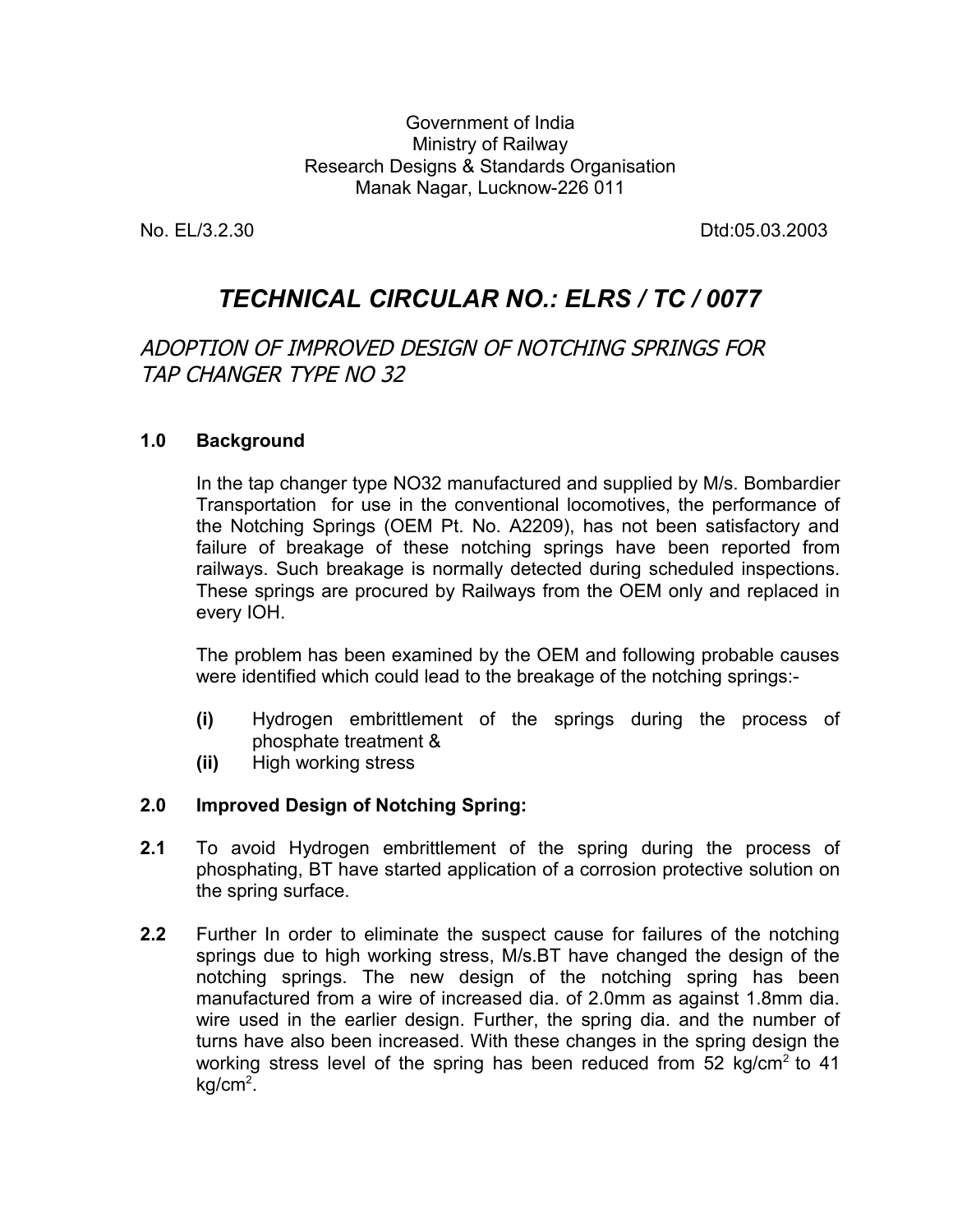Government of India
Ministry of Railway
Research Designs & Standards Organisation
Manak Nagar, Lucknow-226 011

No. EL/3.2.30 Dtd:05.03.2003

# *TECHNICAL CIRCULAR NO.: ELRS / TC / 0077*

## *ADOPTION OF IMPROVED DESIGN OF NOTCHING SPRINGS FOR TAP CHANGER TYPE NO 32*

### 1.0 Background

In the tap changer type NO32 manufactured and supplied by M/s. Bombardier Transportation for use in the conventional locomotives, the performance of the Notching Springs (OEM Pt. No. A2209), has not been satisfactory and failure of breakage of these notching springs have been reported from railways. Such breakage is normally detected during scheduled inspections. These springs are procured by Railways from the OEM only and replaced in every IOH.

The problem has been examined by the OEM and following probable causes were identified which could lead to the breakage of the notching springs:-

- **(i)** Hydrogen embrittlement of the springs during the process of phosphate treatment &
- **(ii)** High working stress

### 2.0 Improved Design of Notching Spring:

**2.1** To avoid Hydrogen embrittlement of the spring during the process of phosphating, BT have started application of a corrosion protective solution on the spring surface.

**2.2** Further In order to eliminate the suspect cause for failures of the notching springs due to high working stress, M/s.BT have changed the design of the notching springs. The new design of the notching spring has been manufactured from a wire of increased dia. of 2.0mm as against 1.8mm dia. wire used in the earlier design. Further, the spring dia. and the number of turns have also been increased. With these changes in the spring design the working stress level of the spring has been reduced from 52 $kg/cm^2$ to 41 $kg/cm^2$.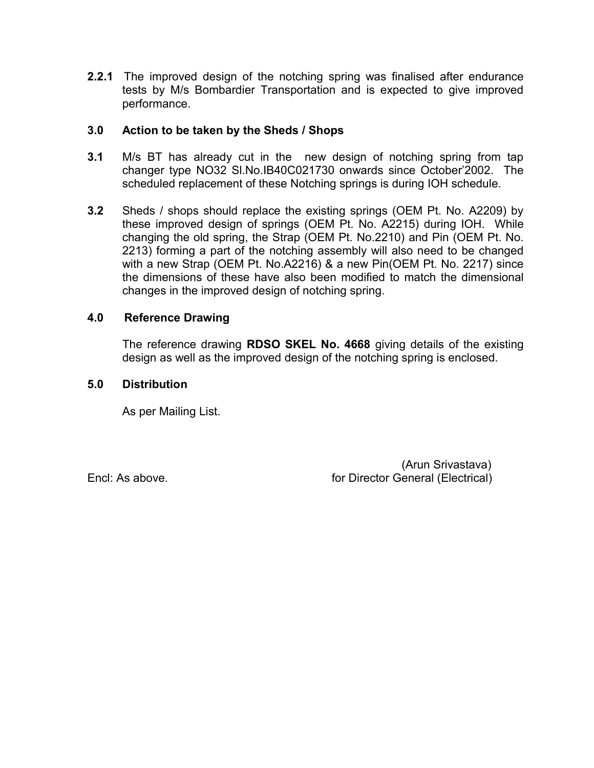**2.2.1** The improved design of the notching spring was finalised after endurance tests by M/s Bombardier Transportation and is expected to give improved performance.

## 3.0 Action to be taken by the Sheds / Shops

**3.1** M/s BT has already cut in the new design of notching spring from tap changer type NO32 Sl.No.IB40C021730 onwards since October'2002. The scheduled replacement of these Notching springs is during IOH schedule.

**3.2** Sheds / shops should replace the existing springs (OEM Pt. No. A2209) by these improved design of springs (OEM Pt. No. A2215) during IOH. While changing the old spring, the Strap (OEM Pt. No.2210) and Pin (OEM Pt. No. 2213) forming a part of the notching assembly will also need to be changed with a new Strap (OEM Pt. No.A2216) & a new Pin(OEM Pt. No. 2217) since the dimensions of these have also been modified to match the dimensional changes in the improved design of notching spring.

## 4.0 Reference Drawing

The reference drawing **RDSO SKEL No. 4668** giving details of the existing design as well as the improved design of the notching spring is enclosed.

## 5.0 Distribution

As per Mailing List.

(Arun Srivastava)
for Director General (Electrical)

Encl: As above.